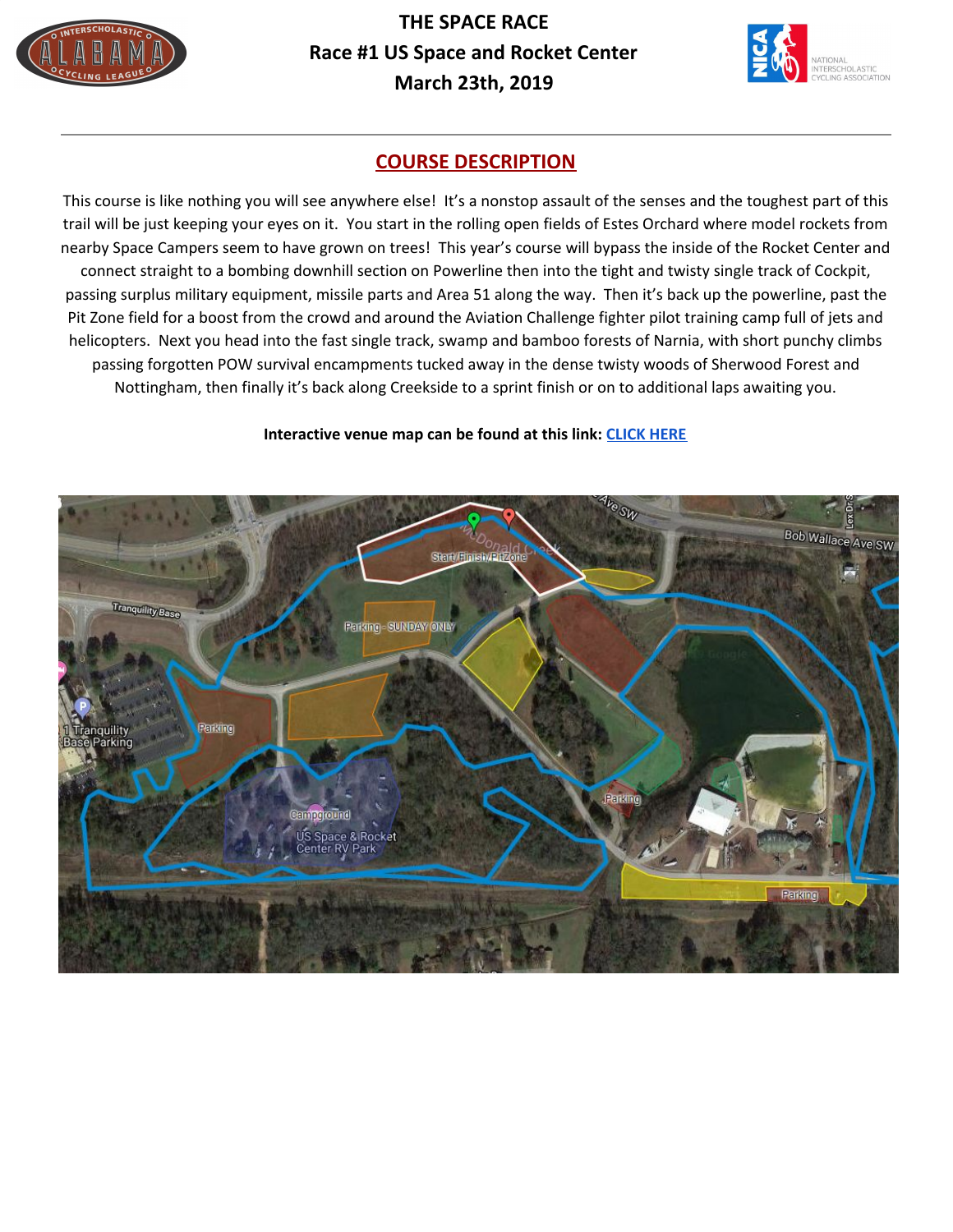# THE SPACE RACE

## Race #1 US Space and Rocket Center

## March 23th, 2019

## COURSE DESCRIPTION

This course is like nothing you will see anywhere else! It's a nonstop assault of the senses and the toughest part of this trail will be just keeping your eyes on it. You start in the rolling open fields of Estes Orchard where model rockets from nearby Space Campers seem to have grown on trees! This year's course will bypass the inside of the Rocket Center and connect straight to a bombing downhill section on Powerline then into the tight and twisty single track of Cockpit, passing surplus military equipment, missile parts and Area 51 along the way. Then it's back up the powerline, past the Pit Zone field for a boost from the crowd and around the Aviation Challenge fighter pilot training camp full of jets and helicopters. Next you head into the fast single track, swamp and bamboo forests of Narnia, with short punchy climbs passing forgotten POW survival encampments tucked away in the dense twisty woods of Sherwood Forest and Nottingham, then finally it's back along Creekside to a sprint finish or on to additional laps awaiting you.

**Interactive venue map can be found at this link: [CLICK HERE]**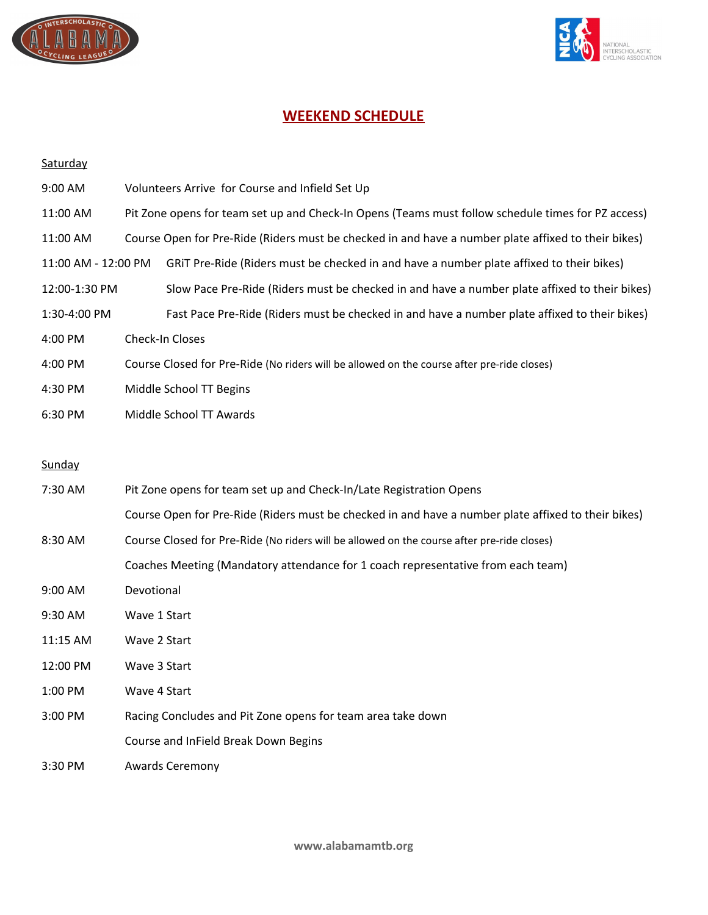# WEEKEND SCHEDULE

## Saturday

| Time | Event |
|---|---|
| 9:00 AM | Volunteers Arrive for Course and Infield Set Up |
| 11:00 AM | Pit Zone opens for team set up and Check-In Opens (Teams must follow schedule times for PZ access) |
| 11:00 AM | Course Open for Pre-Ride (Riders must be checked in and have a number plate affixed to their bikes) |
| 11:00 AM - 12:00 PM | GRiT Pre-Ride (Riders must be checked in and have a number plate affixed to their bikes) |
| 12:00-1:30 PM | Slow Pace Pre-Ride (Riders must be checked in and have a number plate affixed to their bikes) |
| 1:30-4:00 PM | Fast Pace Pre-Ride (Riders must be checked in and have a number plate affixed to their bikes) |
| 4:00 PM | Check-In Closes |
| 4:00 PM | Course Closed for Pre-Ride (No riders will be allowed on the course after pre-ride closes) |
| 4:30 PM | Middle School TT Begins |
| 6:30 PM | Middle School TT Awards |

## Sunday

| Time | Event |
|---|---|
| 7:30 AM | Pit Zone opens for team set up and Check-In/Late Registration Opens |
| | Course Open for Pre-Ride (Riders must be checked in and have a number plate affixed to their bikes) |
| 8:30 AM | Course Closed for Pre-Ride (No riders will be allowed on the course after pre-ride closes) |
| | Coaches Meeting (Mandatory attendance for 1 coach representative from each team) |
| 9:00 AM | Devotional |
| 9:30 AM | Wave 1 Start |
| 11:15 AM | Wave 2 Start |
| 12:00 PM | Wave 3 Start |
| 1:00 PM | Wave 4 Start |
| 3:00 PM | Racing Concludes and Pit Zone opens for team area take down |
| | Course and InField Break Down Begins |
| 3:30 PM | Awards Ceremony |

www.alabamamtb.org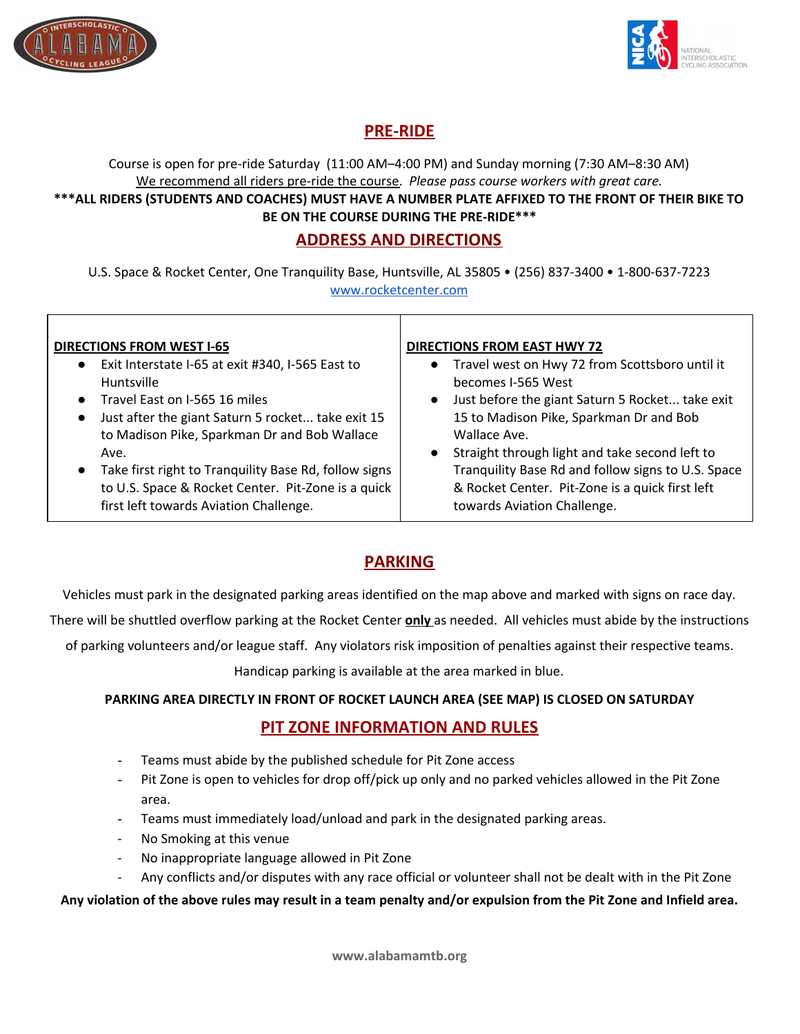## PRE-RIDE

Course is open for pre-ride Saturday (11:00 AM–4:00 PM) and Sunday morning (7:30 AM–8:30 AM)

We recommend all riders pre-ride the course. *Please pass course workers with great care.*

**\*\*\*ALL RIDERS (STUDENTS AND COACHES) MUST HAVE A NUMBER PLATE AFFIXED TO THE FRONT OF THEIR BIKE TO BE ON THE COURSE DURING THE PRE-RIDE\*\*\***

## ADDRESS AND DIRECTIONS

U.S. Space & Rocket Center, One Tranquility Base, Huntsville, AL 35805 • (256) 837-3400 • 1-800-637-7223

www.rocketcenter.com

**DIRECTIONS FROM WEST I-65**

- Exit Interstate I-65 at exit #340, I-565 East to Huntsville
- Travel East on I-565 16 miles
- Just after the giant Saturn 5 rocket... take exit 15 to Madison Pike, Sparkman Dr and Bob Wallace Ave.
- Take first right to Tranquility Base Rd, follow signs to U.S. Space & Rocket Center. Pit-Zone is a quick first left towards Aviation Challenge.

**DIRECTIONS FROM EAST HWY 72**

- Travel west on Hwy 72 from Scottsboro until it becomes I-565 West
- Just before the giant Saturn 5 Rocket... take exit 15 to Madison Pike, Sparkman Dr and Bob Wallace Ave.
- Straight through light and take second left to Tranquility Base Rd and follow signs to U.S. Space & Rocket Center. Pit-Zone is a quick first left towards Aviation Challenge.

## PARKING

Vehicles must park in the designated parking areas identified on the map above and marked with signs on race day. There will be shuttled overflow parking at the Rocket Center **only** as needed. All vehicles must abide by the instructions of parking volunteers and/or league staff. Any violators risk imposition of penalties against their respective teams. Handicap parking is available at the area marked in blue.

**PARKING AREA DIRECTLY IN FRONT OF ROCKET LAUNCH AREA (SEE MAP) IS CLOSED ON SATURDAY**

## PIT ZONE INFORMATION AND RULES

- Teams must abide by the published schedule for Pit Zone access
- Pit Zone is open to vehicles for drop off/pick up only and no parked vehicles allowed in the Pit Zone area.
- Teams must immediately load/unload and park in the designated parking areas.
- No Smoking at this venue
- No inappropriate language allowed in Pit Zone
- Any conflicts and/or disputes with any race official or volunteer shall not be dealt with in the Pit Zone

**Any violation of the above rules may result in a team penalty and/or expulsion from the Pit Zone and Infield area.**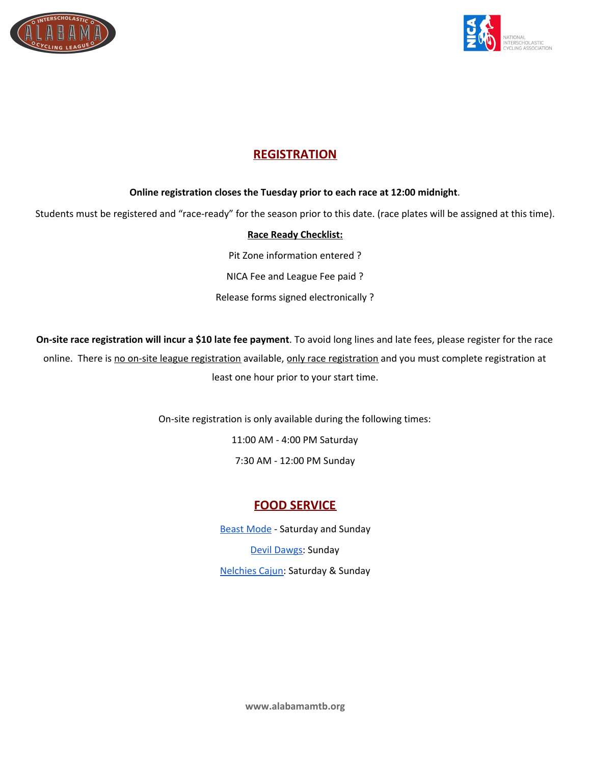## REGISTRATION

**Online registration closes the Tuesday prior to each race at 12:00 midnight**.

Students must be registered and "race-ready" for the season prior to this date. (race plates will be assigned at this time).

**Race Ready Checklist:**

Pit Zone information entered ?

NICA Fee and League Fee paid ?

Release forms signed electronically ?

**On-site race registration will incur a $10 late fee payment**. To avoid long lines and late fees, please register for the race online. There is no on-site league registration available, only race registration and you must complete registration at least one hour prior to your start time.

On-site registration is only available during the following times:

11:00 AM - 4:00 PM Saturday

7:30 AM - 12:00 PM Sunday

## FOOD SERVICE

Beast Mode - Saturday and Sunday

Devil Dawgs: Sunday

Nelchies Cajun: Saturday & Sunday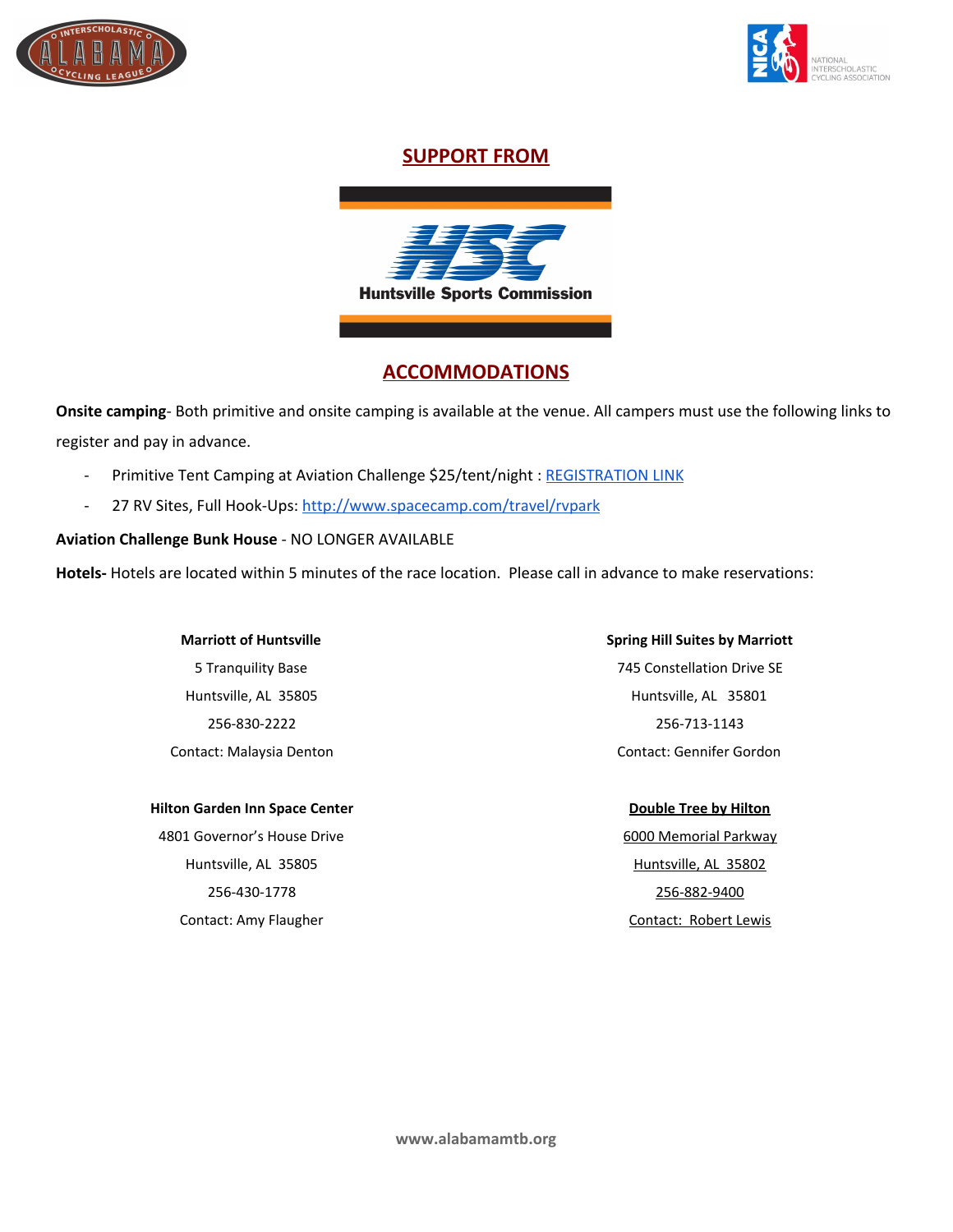## SUPPORT FROM

Huntsville Sports Commission

## ACCOMMODATIONS

**Onsite camping**- Both primitive and onsite camping is available at the venue. All campers must use the following links to register and pay in advance.

- Primitive Tent Camping at Aviation Challenge $25/tent/night : REGISTRATION LINK
- 27 RV Sites, Full Hook-Ups: http://www.spacecamp.com/travel/rvpark

**Aviation Challenge Bunk House** - NO LONGER AVAILABLE

**Hotels-** Hotels are located within 5 minutes of the race location. Please call in advance to make reservations:

**Marriott of Huntsville**
5 Tranquility Base
Huntsville, AL 35805
256-830-2222
Contact: Malaysia Denton

**Spring Hill Suites by Marriott**
745 Constellation Drive SE
Huntsville, AL 35801
256-713-1143
Contact: Gennifer Gordon

**Hilton Garden Inn Space Center**
4801 Governor's House Drive
Huntsville, AL 35805
256-430-1778
Contact: Amy Flaugher

**Double Tree by Hilton**
6000 Memorial Parkway
Huntsville, AL 35802
256-882-9400
Contact: Robert Lewis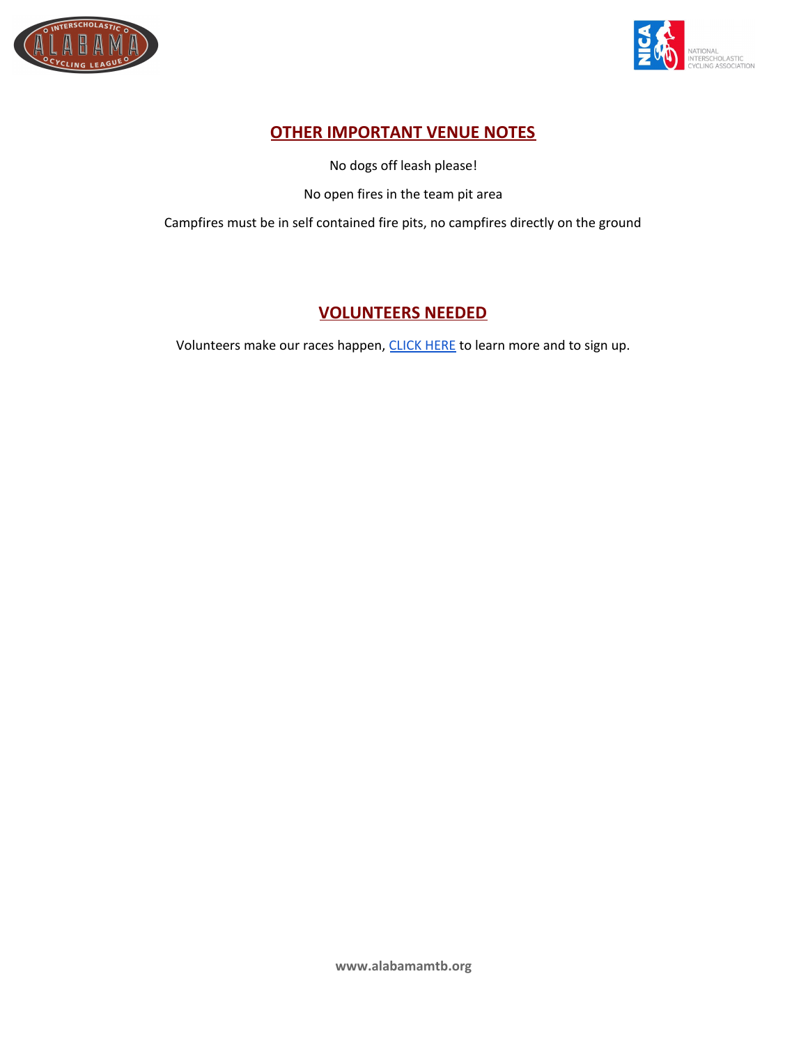## OTHER IMPORTANT VENUE NOTES

No dogs off leash please!

No open fires in the team pit area

Campfires must be in self contained fire pits, no campfires directly on the ground

## VOLUNTEERS NEEDED

Volunteers make our races happen, CLICK HERE to learn more and to sign up.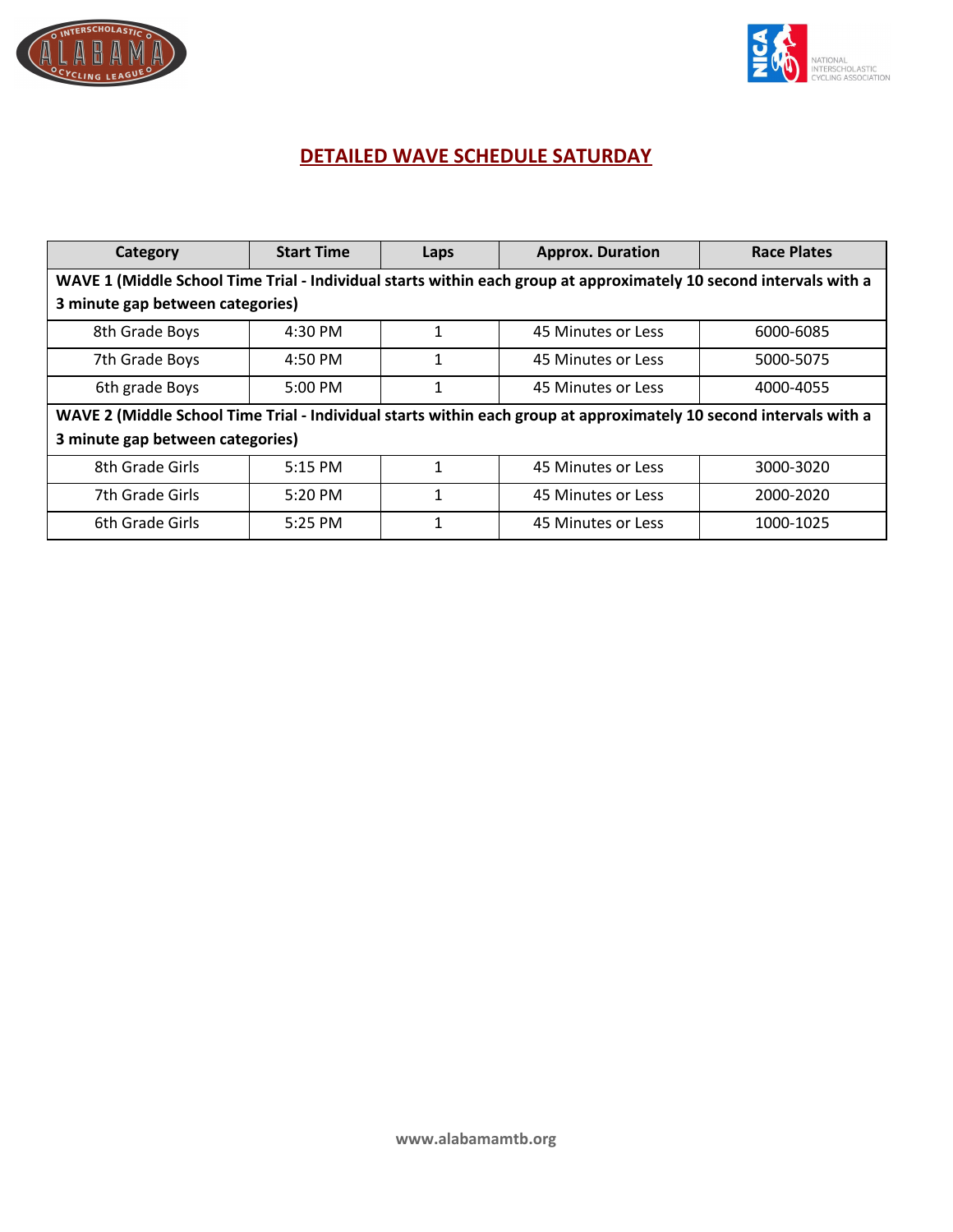## DETAILED WAVE SCHEDULE SATURDAY

| Category | Start Time | Laps | Approx. Duration | Race Plates |
|---|---|---|---|---|
| **WAVE 1 (Middle School Time Trial - Individual starts within each group at approximately 10 second intervals with a 3 minute gap between categories)** | | | | |
| 8th Grade Boys | 4:30 PM | 1 | 45 Minutes or Less | 6000-6085 |
| 7th Grade Boys | 4:50 PM | 1 | 45 Minutes or Less | 5000-5075 |
| 6th grade Boys | 5:00 PM | 1 | 45 Minutes or Less | 4000-4055 |
| **WAVE 2 (Middle School Time Trial - Individual starts within each group at approximately 10 second intervals with a 3 minute gap between categories)** | | | | |
| 8th Grade Girls | 5:15 PM | 1 | 45 Minutes or Less | 3000-3020 |
| 7th Grade Girls | 5:20 PM | 1 | 45 Minutes or Less | 2000-2020 |
| 6th Grade Girls | 5:25 PM | 1 | 45 Minutes or Less | 1000-1025 |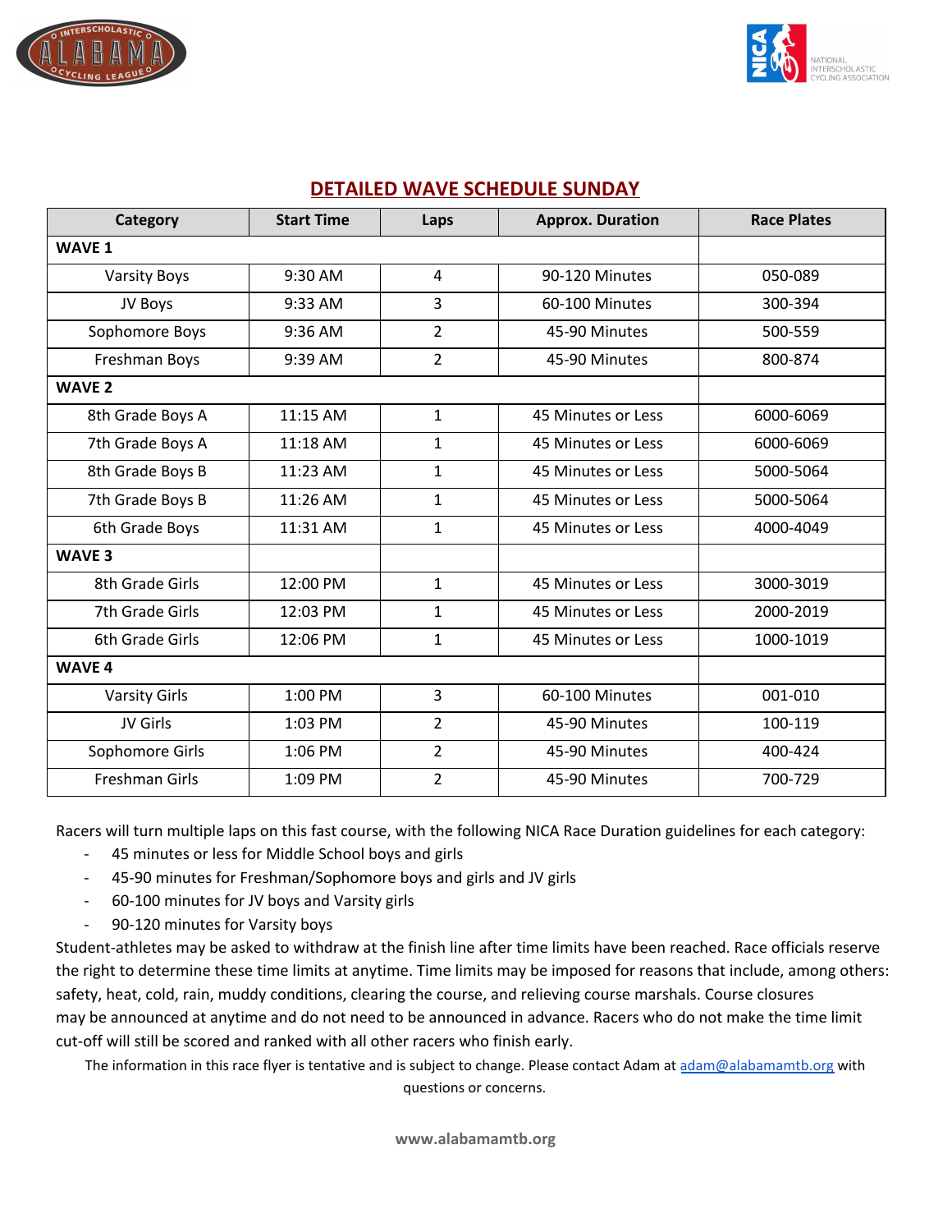## DETAILED WAVE SCHEDULE SUNDAY

| Category | Start Time | Laps | Approx. Duration | Race Plates |
|---|---|---|---|---|
| **WAVE 1** | | | | |
| Varsity Boys | 9:30 AM | 4 | 90-120 Minutes | 050-089 |
| JV Boys | 9:33 AM | 3 | 60-100 Minutes | 300-394 |
| Sophomore Boys | 9:36 AM | 2 | 45-90 Minutes | 500-559 |
| Freshman Boys | 9:39 AM | 2 | 45-90 Minutes | 800-874 |
| **WAVE 2** | | | | |
| 8th Grade Boys A | 11:15 AM | 1 | 45 Minutes or Less | 6000-6069 |
| 7th Grade Boys A | 11:18 AM | 1 | 45 Minutes or Less | 6000-6069 |
| 8th Grade Boys B | 11:23 AM | 1 | 45 Minutes or Less | 5000-5064 |
| 7th Grade Boys B | 11:26 AM | 1 | 45 Minutes or Less | 5000-5064 |
| 6th Grade Boys | 11:31 AM | 1 | 45 Minutes or Less | 4000-4049 |
| **WAVE 3** | | | | |
| 8th Grade Girls | 12:00 PM | 1 | 45 Minutes or Less | 3000-3019 |
| 7th Grade Girls | 12:03 PM | 1 | 45 Minutes or Less | 2000-2019 |
| 6th Grade Girls | 12:06 PM | 1 | 45 Minutes or Less | 1000-1019 |
| **WAVE 4** | | | | |
| Varsity Girls | 1:00 PM | 3 | 60-100 Minutes | 001-010 |
| JV Girls | 1:03 PM | 2 | 45-90 Minutes | 100-119 |
| Sophomore Girls | 1:06 PM | 2 | 45-90 Minutes | 400-424 |
| Freshman Girls | 1:09 PM | 2 | 45-90 Minutes | 700-729 |

Racers will turn multiple laps on this fast course, with the following NICA Race Duration guidelines for each category:

- 45 minutes or less for Middle School boys and girls
- 45-90 minutes for Freshman/Sophomore boys and girls and JV girls
- 60-100 minutes for JV boys and Varsity girls
- 90-120 minutes for Varsity boys

Student-athletes may be asked to withdraw at the finish line after time limits have been reached. Race officials reserve the right to determine these time limits at anytime. Time limits may be imposed for reasons that include, among others: safety, heat, cold, rain, muddy conditions, clearing the course, and relieving course marshals. Course closures may be announced at anytime and do not need to be announced in advance. Racers who do not make the time limit cut-off will still be scored and ranked with all other racers who finish early.

The information in this race flyer is tentative and is subject to change. Please contact Adam at adam@alabamamtb.org with questions or concerns.

www.alabamamtb.org